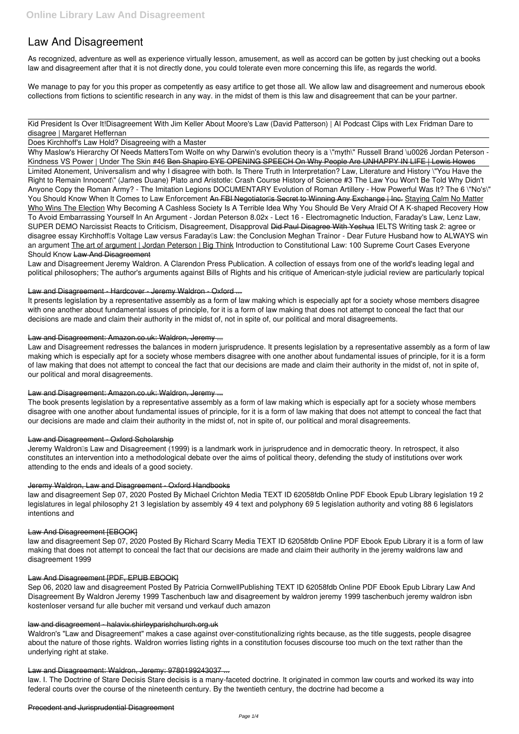# Law And Disagreement

As recognized, adventure as well as experience virtually lesson, amusement, as well as accord can be gotten by just checking out a books law and disagreement after that it is not directly done, you could tolerate even more concerning this life, as regards the world.

We manage to pay for you this proper as competently as easy artifice to get those all. We allow law and disagreement and numerous ebook collections from fictions to scientific research in any way. in the midst of them is this law and disagreement that can be your partner.

Kid President Is Over It!Disagreement With Jim Keller About Moore's Law (David Patterson) | AI Podcast Clips with Lex Fridman Dare to disagree | Margaret Heffernan

Does Kirchhoff's Law Hold? Disagreeing with a Master

Why Maslow's Hierarchy Of Needs Matters Tom Wolfe on why Darwin's evolution theory is a \"myth\" Russell Brand \u0026 Jordan Peterson - Kindness VS Power | Under The Skin #46 Ben Shapiro EYE OPENING SPEECH On Why People Are UNHAPPY IN LIFE | Lewis Howes

Limited Atonement, Universalism and why I disagree with both. Is There Truth in Interpretation? Law, Literature and History \"You Have the Right to Remain Innocent\" (James Duane) Plato and Aristotle: Crash Course History of Science #3 The Law You Won't Be Told Why Didn't Anyone Copy the Roman Army? - The Imitation Legions DOCUMENTARY Evolution of Roman Artillery - How Powerful Was It? The 6 \"No's\" You Should Know When It Comes to Law Enforcement An FBI Negotiator's Secret to Winning Any Exchange | Inc. Staying Calm No Matter Who Wins The Election Why Becoming A Cashless Society Is A Terrible Idea Why You Should Be Very Afraid Of A K-shaped Recovery How To Avoid Embarrassing Yourself In An Argument - Jordan Peterson 8.02x - Lect 16 - Electromagnetic Induction, Faraday's Law, Lenz Law, SUPER DEMO Narcissist Reacts to Criticism, Disagreement, Disapproval Did Paul Disagree With Yeshua IELTS Writing task 2: agree or disagree essay Kirchhoff's Voltage Law versus Faraday's Law: the Conclusion Meghan Trainor - Dear Future Husband how to ALWAYS win an argument The art of argument | Jordan Peterson | Big Think Introduction to Constitutional Law: 100 Supreme Court Cases Everyone Should Know Law And Disagreement

Law and Disagreement Jeremy Waldron. A Clarendon Press Publication. A collection of essays from one of the world's leading legal and political philosophers; The author's arguments against Bills of Rights and his critique of American-style judicial review are particularly topical

## Law and Disagreement - Hardcover - Jeremy Waldron - Oxford ...

It presents legislation by a representative assembly as a form of law making which is especially apt for a society whose members disagree with one another about fundamental issues of principle, for it is a form of law making that does not attempt to conceal the fact that our decisions are made and claim their authority in the midst of, not in spite of, our political and moral disagreements.

## Law and Disagreement: Amazon.co.uk: Waldron, Jeremy ...

Law and Disagreement redresses the balances in modern jurisprudence. It presents legislation by a representative assembly as a form of law making which is especially apt for a society whose members disagree with one another about fundamental issues of principle, for it is a form of law making that does not attempt to conceal the fact that our decisions are made and claim their authority in the midst of, not in spite of, our political and moral disagreements.

## Law and Disagreement: Amazon.co.uk: Waldron, Jeremy ...

The book presents legislation by a representative assembly as a form of law making which is especially apt for a society whose members disagree with one another about fundamental issues of principle, for it is a form of law making that does not attempt to conceal the fact that our decisions are made and claim their authority in the midst of, not in spite of, our political and moral disagreements.

## Law and Disagreement - Oxford Scholarship

Jeremy Waldron's Law and Disagreement (1999) is a landmark work in jurisprudence and in democratic theory. In retrospect, it also constitutes an intervention into a methodological debate over the aims of political theory, defending the study of institutions over work attending to the ends and ideals of a good society.

## Jeremy Waldron, Law and Disagreement - Oxford Handbooks

law and disagreement Sep 07, 2020 Posted By Michael Crichton Media TEXT ID 62058fdb Online PDF Ebook Epub Library legislation 19 2 legislatures in legal philosophy 21 3 legislation by assembly 49 4 text and polyphony 69 5 legislation authority and voting 88 6 legislators intentions and

## Law And Disagreement [EBOOK]

law and disagreement Sep 07, 2020 Posted By Richard Scarry Media TEXT ID 62058fdb Online PDF Ebook Epub Library it is a form of law making that does not attempt to conceal the fact that our decisions are made and claim their authority in the jeremy waldrons law and disagreement 1999

## Law And Disagreement [PDF, EPUB EBOOK]

Sep 06, 2020 law and disagreement Posted By Patricia CornwellPublishing TEXT ID 62058fdb Online PDF Ebook Epub Library Law And Disagreement By Waldron Jeremy 1999 Taschenbuch law and disagreement by waldron jeremy 1999 taschenbuch jeremy waldron isbn kostenloser versand fur alle bucher mit versand und verkauf duch amazon

## law and disagreement - halavix.shirleyparishchurch.org.uk

Waldron's "Law and Disagreement" makes a case against over-constitutionalizing rights because, as the title suggests, people disagree about the nature of those rights. Waldron worries listing rights in a constitution focuses discourse too much on the text rather than the underlying right at stake.

## Law and Disagreement: Waldron, Jeremy: 9780199243037 ...

law. I. The Doctrine of Stare Decisis Stare decisis is a many-faceted doctrine. It originated in common law courts and worked its way into federal courts over the course of the nineteenth century. By the twentieth century, the doctrine had become a

## Precedent and Jurisprudential Disagreement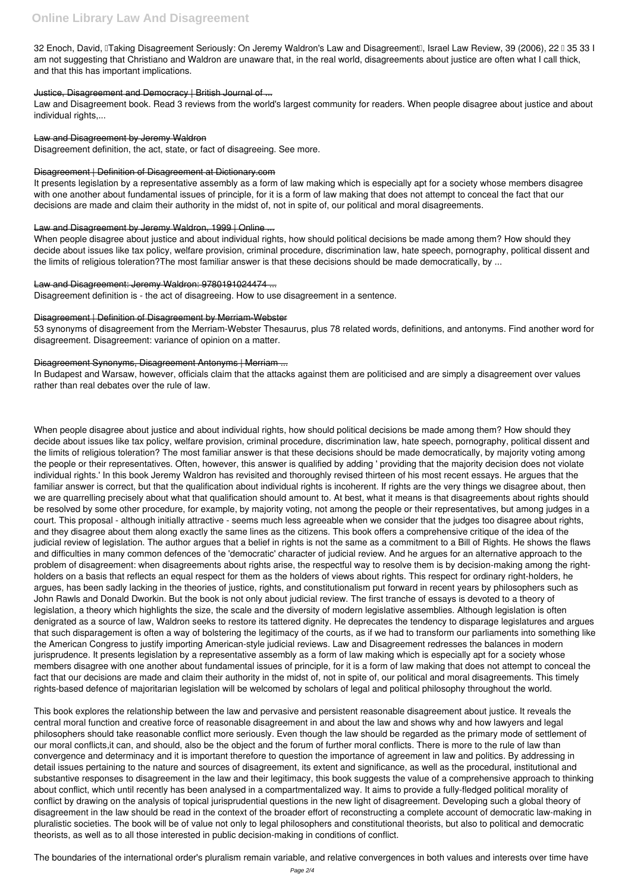32 Enoch, David, "Taking Disagreement Seriously: On Jeremy Waldron's Law and Disagreement", Israel Law Review, 39 (2006), 22 – 35 33 I am not suggesting that Christiano and Waldron are unaware that, in the real world, disagreements about justice are often what I call thick, and that this has important implications.

### Justice, Disagreement and Democracy | British Journal of ...

Law and Disagreement book. Read 3 reviews from the world's largest community for readers. When people disagree about justice and about individual rights,...

### Law and Disagreement by Jeremy Waldron

Disagreement definition, the act, state, or fact of disagreeing. See more.

### Disagreement | Definition of Disagreement at Dictionary.com

It presents legislation by a representative assembly as a form of law making which is especially apt for a society whose members disagree with one another about fundamental issues of principle, for it is a form of law making that does not attempt to conceal the fact that our decisions are made and claim their authority in the midst of, not in spite of, our political and moral disagreements.

### Law and Disagreement by Jeremy Waldron, 1999 | Online ...

When people disagree about justice and about individual rights, how should political decisions be made among them? How should they decide about issues like tax policy, welfare provision, criminal procedure, discrimination law, hate speech, pornography, political dissent and the limits of religious toleration?The most familiar answer is that these decisions should be made democratically, by ...

### Law and Disagreement: Jeremy Waldron: 9780191024474 ...

Disagreement definition is - the act of disagreeing. How to use disagreement in a sentence.

### Disagreement | Definition of Disagreement by Merriam-Webster

53 synonyms of disagreement from the Merriam-Webster Thesaurus, plus 78 related words, definitions, and antonyms. Find another word for disagreement. Disagreement: variance of opinion on a matter.

### Disagreement Synonyms, Disagreement Antonyms | Merriam ...

In Budapest and Warsaw, however, officials claim that the attacks against them are politicised and are simply a disagreement over values rather than real debates over the rule of law.

When people disagree about justice and about individual rights, how should political decisions be made among them? How should they decide about issues like tax policy, welfare provision, criminal procedure, discrimination law, hate speech, pornography, political dissent and the limits of religious toleration? The most familiar answer is that these decisions should be made democratically, by majority voting among the people or their representatives. Often, however, this answer is qualified by adding ' providing that the majority decision does not violate individual rights.' In this book Jeremy Waldron has revisited and thoroughly revised thirteen of his most recent essays. He argues that the familiar answer is correct, but that the qualification about individual rights is incoherent. If rights are the very things we disagree about, then we are quarrelling precisely about what that qualification should amount to. At best, what it means is that disagreements about rights should be resolved by some other procedure, for example, by majority voting, not among the people or their representatives, but among judges in a court. This proposal - although initially attractive - seems much less agreeable when we consider that the judges too disagree about rights, and they disagree about them along exactly the same lines as the citizens. This book offers a comprehensive critique of the idea of the judicial review of legislation. The author argues that a belief in rights is not the same as a commitment to a Bill of Rights. He shows the flaws and difficulties in many common defences of the 'democratic' character of judicial review. And he argues for an alternative approach to the problem of disagreement: when disagreements about rights arise, the respectful way to resolve them is by decision-making among the right-holders on a basis that reflects an equal respect for them as the holders of views about rights. This respect for ordinary right-holders, he argues, has been sadly lacking in the theories of justice, rights, and constitutionalism put forward in recent years by philosophers such as John Rawls and Donald Dworkin. But the book is not only about judicial review. The first tranche of essays is devoted to a theory of legislation, a theory which highlights the size, the scale and the diversity of modern legislative assemblies. Although legislation is often denigrated as a source of law, Waldron seeks to restore its tattered dignity. He deprecates the tendency to disparage legislatures and argues that such disparagement is often a way of bolstering the legitimacy of the courts, as if we had to transform our parliaments into something like the American Congress to justify importing American-style judicial reviews. Law and Disagreement redresses the balances in modern jurisprudence. It presents legislation by a representative assembly as a form of law making which is especially apt for a society whose members disagree with one another about fundamental issues of principle, for it is a form of law making that does not attempt to conceal the fact that our decisions are made and claim their authority in the midst of, not in spite of, our political and moral disagreements. This timely rights-based defence of majoritarian legislation will be welcomed by scholars of legal and political philosophy throughout the world.

This book explores the relationship between the law and pervasive and persistent reasonable disagreement about justice. It reveals the central moral function and creative force of reasonable disagreement in and about the law and shows why and how lawyers and legal philosophers should take reasonable conflict more seriously. Even though the law should be regarded as the primary mode of settlement of our moral conflicts,it can, and should, also be the object and the forum of further moral conflicts. There is more to the rule of law than convergence and determinacy and it is important therefore to question the importance of agreement in law and politics. By addressing in detail issues pertaining to the nature and sources of disagreement, its extent and significance, as well as the procedural, institutional and substantive responses to disagreement in the law and their legitimacy, this book suggests the value of a comprehensive approach to thinking about conflict, which until recently has been analysed in a compartmentalized way. It aims to provide a fully-fledged political morality of conflict by drawing on the analysis of topical jurisprudential questions in the new light of disagreement. Developing such a global theory of disagreement in the law should be read in the context of the broader effort of reconstructing a complete account of democratic law-making in pluralistic societies. The book will be of value not only to legal philosophers and constitutional theorists, but also to political and democratic theorists, as well as to all those interested in public decision-making in conditions of conflict.

The boundaries of the international order's pluralism remain variable, and relative convergences in both values and interests over time have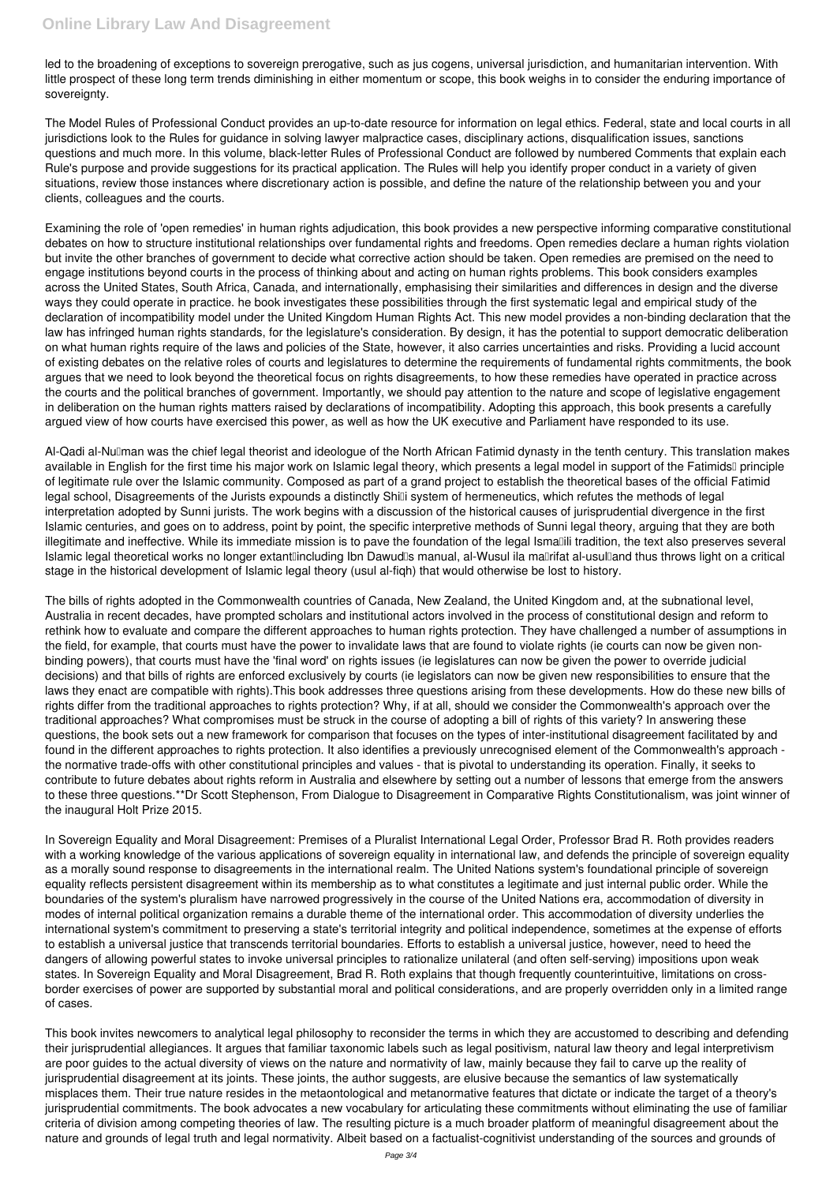led to the broadening of exceptions to sovereign prerogative, such as jus cogens, universal jurisdiction, and humanitarian intervention. With little prospect of these long term trends diminishing in either momentum or scope, this book weighs in to consider the enduring importance of sovereignty.

The Model Rules of Professional Conduct provides an up-to-date resource for information on legal ethics. Federal, state and local courts in all jurisdictions look to the Rules for guidance in solving lawyer malpractice cases, disciplinary actions, disqualification issues, sanctions questions and much more. In this volume, black-letter Rules of Professional Conduct are followed by numbered Comments that explain each Rule's purpose and provide suggestions for its practical application. The Rules will help you identify proper conduct in a variety of given situations, review those instances where discretionary action is possible, and define the nature of the relationship between you and your clients, colleagues and the courts.

Examining the role of 'open remedies' in human rights adjudication, this book provides a new perspective informing comparative constitutional debates on how to structure institutional relationships over fundamental rights and freedoms. Open remedies declare a human rights violation but invite the other branches of government to decide what corrective action should be taken. Open remedies are premised on the need to engage institutions beyond courts in the process of thinking about and acting on human rights problems. This book considers examples across the United States, South Africa, Canada, and internationally, emphasising their similarities and differences in design and the diverse ways they could operate in practice. he book investigates these possibilities through the first systematic legal and empirical study of the declaration of incompatibility model under the United Kingdom Human Rights Act. This new model provides a non-binding declaration that the law has infringed human rights standards, for the legislature's consideration. By design, it has the potential to support democratic deliberation on what human rights require of the laws and policies of the State, however, it also carries uncertainties and risks. Providing a lucid account of existing debates on the relative roles of courts and legislatures to determine the requirements of fundamental rights commitments, the book argues that we need to look beyond the theoretical focus on rights disagreements, to how these remedies have operated in practice across the courts and the political branches of government. Importantly, we should pay attention to the nature and scope of legislative engagement in deliberation on the human rights matters raised by declarations of incompatibility. Adopting this approach, this book presents a carefully argued view of how courts have exercised this power, as well as how the UK executive and Parliament have responded to its use.

Al-Qadi al-Nu'man was the chief legal theorist and ideologue of the North African Fatimid dynasty in the tenth century. This translation makes available in English for the first time his major work on Islamic legal theory, which presents a legal model in support of the Fatimids' principle of legitimate rule over the Islamic community. Composed as part of a grand project to establish the theoretical bases of the official Fatimid legal school, Disagreements of the Jurists expounds a distinctly Shi'i system of hermeneutics, which refutes the methods of legal interpretation adopted by Sunni jurists. The work begins with a discussion of the historical causes of jurisprudential divergence in the first Islamic centuries, and goes on to address, point by point, the specific interpretive methods of Sunni legal theory, arguing that they are both illegitimate and ineffective. While its immediate mission is to pave the foundation of the legal Isma'ili tradition, the text also preserves several Islamic legal theoretical works no longer extant—including Ibn Dawud's manual, al-Wusul ila ma'rifat al-usul—and thus throws light on a critical stage in the historical development of Islamic legal theory (usul al-fiqh) that would otherwise be lost to history.

The bills of rights adopted in the Commonwealth countries of Canada, New Zealand, the United Kingdom and, at the subnational level, Australia in recent decades, have prompted scholars and institutional actors involved in the process of constitutional design and reform to rethink how to evaluate and compare the different approaches to human rights protection. They have challenged a number of assumptions in the field, for example, that courts must have the power to invalidate laws that are found to violate rights (ie courts can now be given non-binding powers), that courts must have the 'final word' on rights issues (ie legislatures can now be given the power to override judicial decisions) and that bills of rights are enforced exclusively by courts (ie legislators can now be given new responsibilities to ensure that the laws they enact are compatible with rights).This book addresses three questions arising from these developments. How do these new bills of rights differ from the traditional approaches to rights protection? Why, if at all, should we consider the Commonwealth's approach over the traditional approaches? What compromises must be struck in the course of adopting a bill of rights of this variety? In answering these questions, the book sets out a new framework for comparison that focuses on the types of inter-institutional disagreement facilitated by and found in the different approaches to rights protection. It also identifies a previously unrecognised element of the Commonwealth's approach - the normative trade-offs with other constitutional principles and values - that is pivotal to understanding its operation. Finally, it seeks to contribute to future debates about rights reform in Australia and elsewhere by setting out a number of lessons that emerge from the answers to these three questions.**Dr Scott Stephenson, From Dialogue to Disagreement in Comparative Rights Constitutionalism, was joint winner of the inaugural Holt Prize 2015.

In Sovereign Equality and Moral Disagreement: Premises of a Pluralist International Legal Order, Professor Brad R. Roth provides readers with a working knowledge of the various applications of sovereign equality in international law, and defends the principle of sovereign equality as a morally sound response to disagreements in the international realm. The United Nations system's foundational principle of sovereign equality reflects persistent disagreement within its membership as to what constitutes a legitimate and just internal public order. While the boundaries of the system's pluralism have narrowed progressively in the course of the United Nations era, accommodation of diversity in modes of internal political organization remains a durable theme of the international order. This accommodation of diversity underlies the international system's commitment to preserving a state's territorial integrity and political independence, sometimes at the expense of efforts to establish a universal justice that transcends territorial boundaries. Efforts to establish a universal justice, however, need to heed the dangers of allowing powerful states to invoke universal principles to rationalize unilateral (and often self-serving) impositions upon weak states. In Sovereign Equality and Moral Disagreement, Brad R. Roth explains that though frequently counterintuitive, limitations on cross-border exercises of power are supported by substantial moral and political considerations, and are properly overridden only in a limited range of cases.

This book invites newcomers to analytical legal philosophy to reconsider the terms in which they are accustomed to describing and defending their jurisprudential allegiances. It argues that familiar taxonomic labels such as legal positivism, natural law theory and legal interpretivism are poor guides to the actual diversity of views on the nature and normativity of law, mainly because they fail to carve up the reality of jurisprudential disagreement at its joints. These joints, the author suggests, are elusive because the semantics of law systematically misplaces them. Their true nature resides in the metaontological and metanormative features that dictate or indicate the target of a theory's jurisprudential commitments. The book advocates a new vocabulary for articulating these commitments without eliminating the use of familiar criteria of division among competing theories of law. The resulting picture is a much broader platform of meaningful disagreement about the nature and grounds of legal truth and legal normativity. Albeit based on a factualist-cognitivist understanding of the sources and grounds of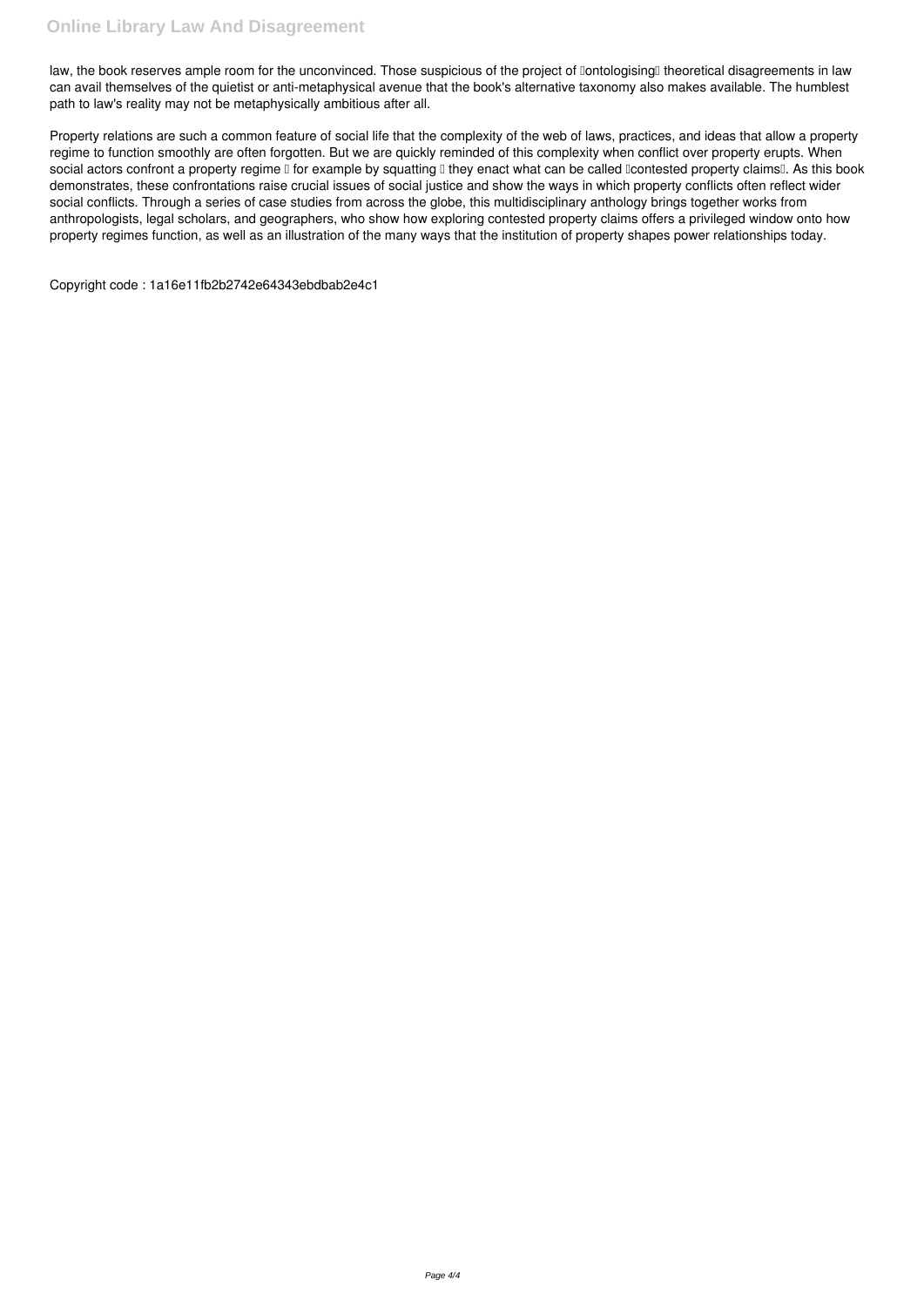law, the book reserves ample room for the unconvinced. Those suspicious of the project of 'ontologising' theoretical disagreements in law can avail themselves of the quietist or anti-metaphysical avenue that the book's alternative taxonomy also makes available. The humblest path to law's reality may not be metaphysically ambitious after all.

Property relations are such a common feature of social life that the complexity of the web of laws, practices, and ideas that allow a property regime to function smoothly are often forgotten. But we are quickly reminded of this complexity when conflict over property erupts. When social actors confront a property regime – for example by squatting – they enact what can be called 'contested property claims'. As this book demonstrates, these confrontations raise crucial issues of social justice and show the ways in which property conflicts often reflect wider social conflicts. Through a series of case studies from across the globe, this multidisciplinary anthology brings together works from anthropologists, legal scholars, and geographers, who show how exploring contested property claims offers a privileged window onto how property regimes function, as well as an illustration of the many ways that the institution of property shapes power relationships today.

Copyright code : 1a16e11fb2b2742e64343ebdbab2e4c1